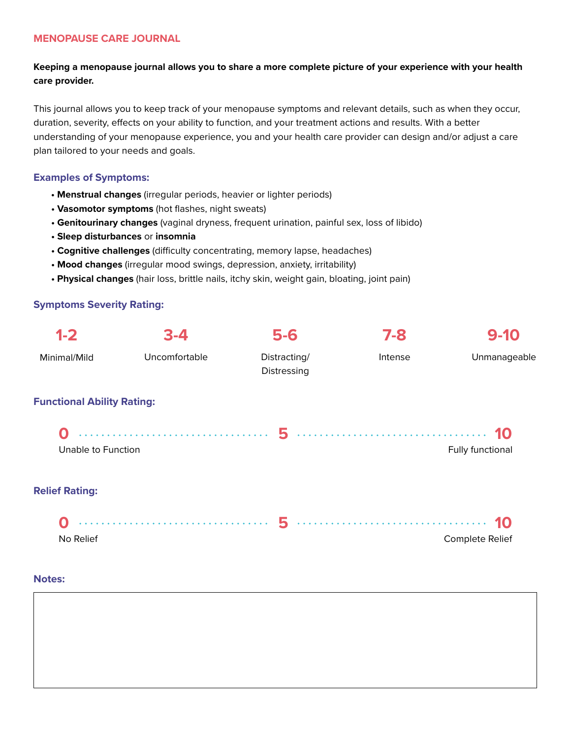# MENOPAUSE CARE JOURNAL

**Keeping a menopause journal allows you to share a more complete picture of your experience with your health care provider.**

This journal allows you to keep track of your menopause symptoms and relevant details, such as when they occur, duration, severity, effects on your ability to function, and your treatment actions and results. With a better understanding of your menopause experience, you and your health care provider can design and/or adjust a care plan tailored to your needs and goals.

## Examples of Symptoms:

- **Menstrual changes** (irregular periods, heavier or lighter periods)
- **Vasomotor symptoms** (hot flashes, night sweats)
- **Genitourinary changes** (vaginal dryness, frequent urination, painful sex, loss of libido)
- **Sleep disturbances** or **insomnia**
- **Cognitive challenges** (difficulty concentrating, memory lapse, headaches)
- **Mood changes** (irregular mood swings, depression, anxiety, irritability)
- **Physical changes** (hair loss, brittle nails, itchy skin, weight gain, bloating, joint pain)

## Symptoms Severity Rating:

| 1-2 | 3-4 | 5-6 | 7-8 | 9-10 |
|---|---|---|---|---|
| Minimal/Mild | Uncomfortable | Distracting/ Distressing | Intense | Unmanageable |

## Functional Ability Rating:

**0** ········ **5** ········ **10**

0 = Unable to Function; 10 = Fully functional

## Relief Rating:

**0** ········ **5** ········ **10**

0 = No Relief; 10 = Complete Relief

## Notes: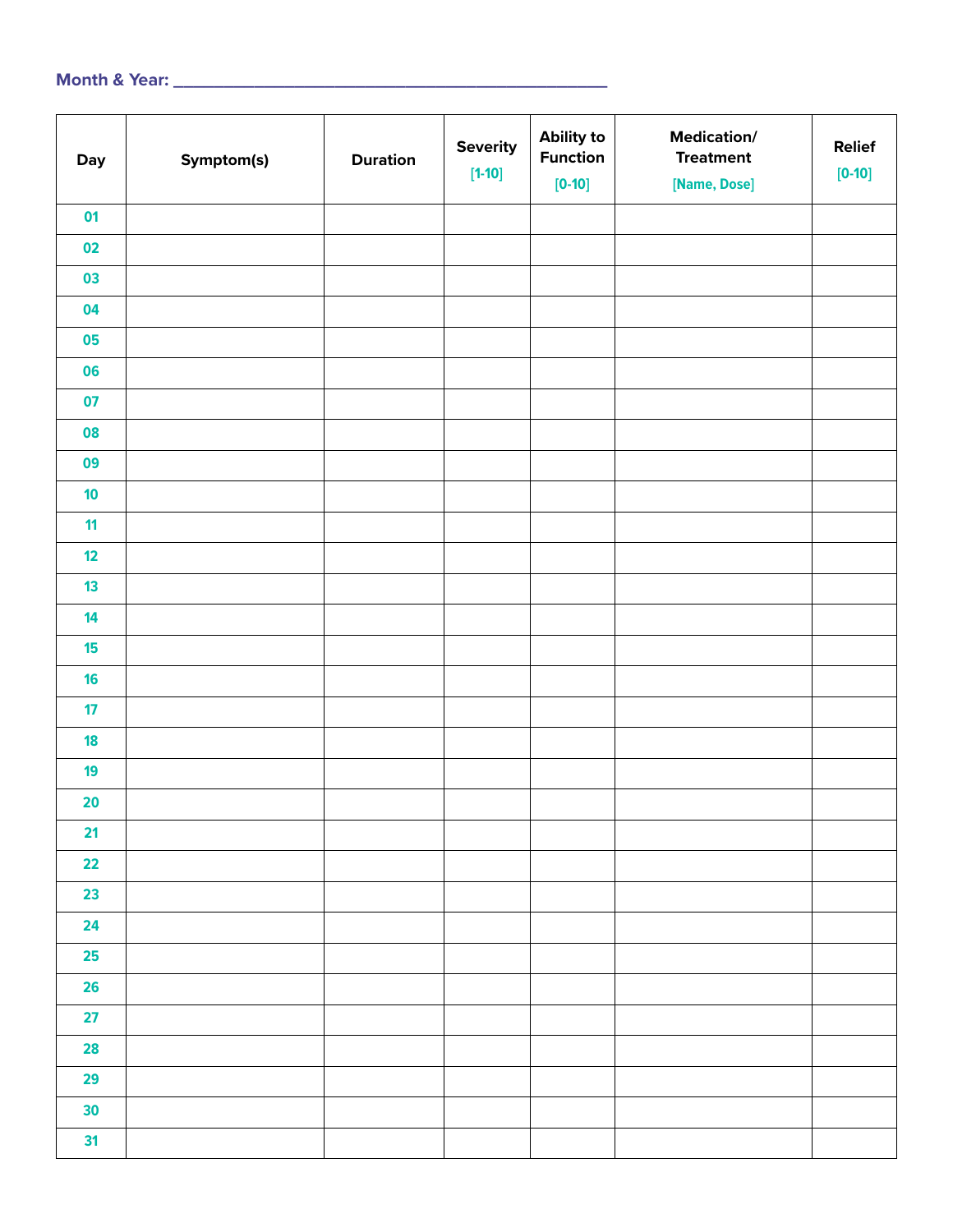Month & Year: ____________________________________________

| Day | Symptom(s) | Duration | Severity [1-10] | Ability to Function [0-10] | Medication/ Treatment [Name, Dose] | Relief [0-10] |
|---|---|---|---|---|---|---|
| 01 | | | | | | |
| 02 | | | | | | |
| 03 | | | | | | |
| 04 | | | | | | |
| 05 | | | | | | |
| 06 | | | | | | |
| 07 | | | | | | |
| 08 | | | | | | |
| 09 | | | | | | |
| 10 | | | | | | |
| 11 | | | | | | |
| 12 | | | | | | |
| 13 | | | | | | |
| 14 | | | | | | |
| 15 | | | | | | |
| 16 | | | | | | |
| 17 | | | | | | |
| 18 | | | | | | |
| 19 | | | | | | |
| 20 | | | | | | |
| 21 | | | | | | |
| 22 | | | | | | |
| 23 | | | | | | |
| 24 | | | | | | |
| 25 | | | | | | |
| 26 | | | | | | |
| 27 | | | | | | |
| 28 | | | | | | |
| 29 | | | | | | |
| 30 | | | | | | |
| 31 | | | | | | |